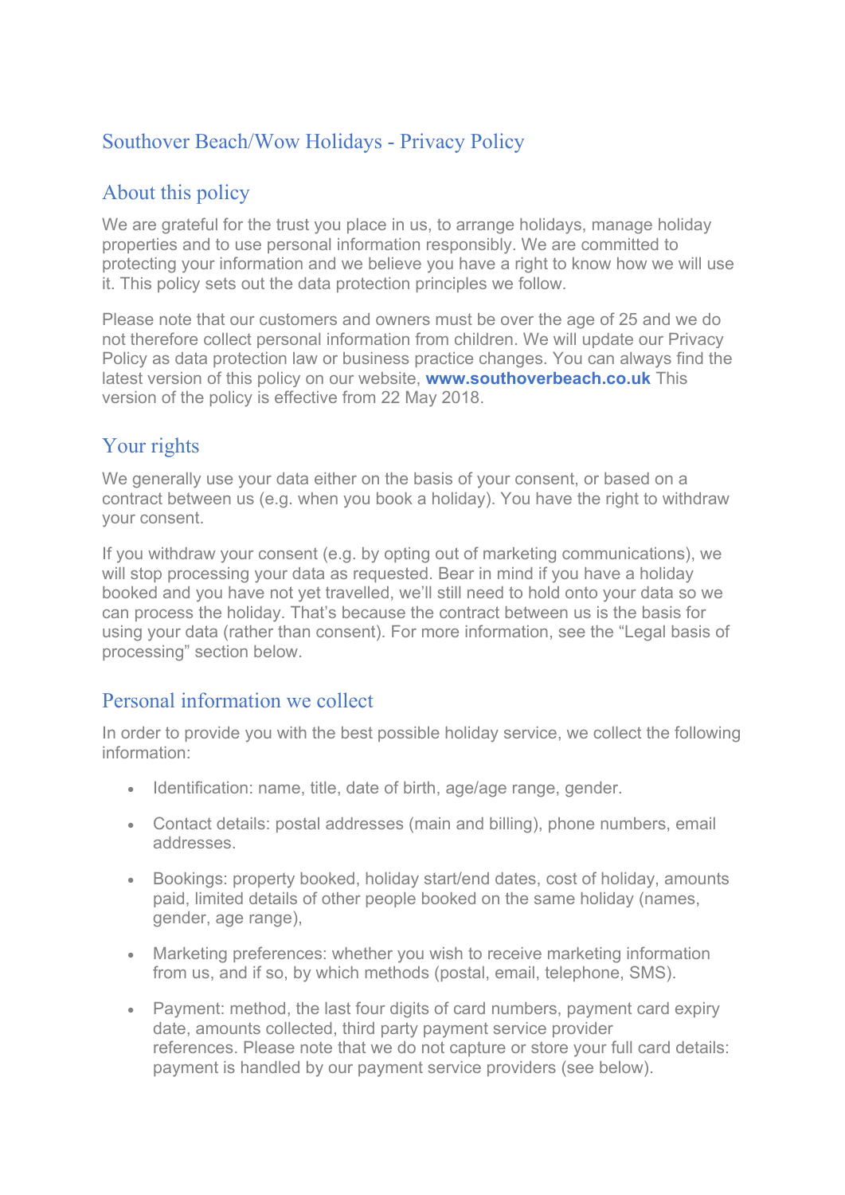# Southover Beach/Wow Holidays - Privacy Policy

## About this policy

We are grateful for the trust you place in us, to arrange holidays, manage holiday properties and to use personal information responsibly. We are committed to protecting your information and we believe you have a right to know how we will use it. This policy sets out the data protection principles we follow.

Please note that our customers and owners must be over the age of 25 and we do not therefore collect personal information from children. We will update our Privacy Policy as data protection law or business practice changes. You can always find the latest version of this policy on our website, **www.southoverbeach.co.uk** This version of the policy is effective from 22 May 2018.

## Your rights

We generally use your data either on the basis of your consent, or based on a contract between us (e.g. when you book a holiday). You have the right to withdraw your consent.

If you withdraw your consent (e.g. by opting out of marketing communications), we will stop processing your data as requested. Bear in mind if you have a holiday booked and you have not yet travelled, we'll still need to hold onto your data so we can process the holiday. That's because the contract between us is the basis for using your data (rather than consent). For more information, see the "Legal basis of processing" section below.

## Personal information we collect

In order to provide you with the best possible holiday service, we collect the following information:

- Identification: name, title, date of birth, age/age range, gender.
- Contact details: postal addresses (main and billing), phone numbers, email addresses.
- Bookings: property booked, holiday start/end dates, cost of holiday, amounts paid, limited details of other people booked on the same holiday (names, gender, age range),
- Marketing preferences: whether you wish to receive marketing information from us, and if so, by which methods (postal, email, telephone, SMS).
- Payment: method, the last four digits of card numbers, payment card expiry date, amounts collected, third party payment service provider references. Please note that we do not capture or store your full card details: payment is handled by our payment service providers (see below).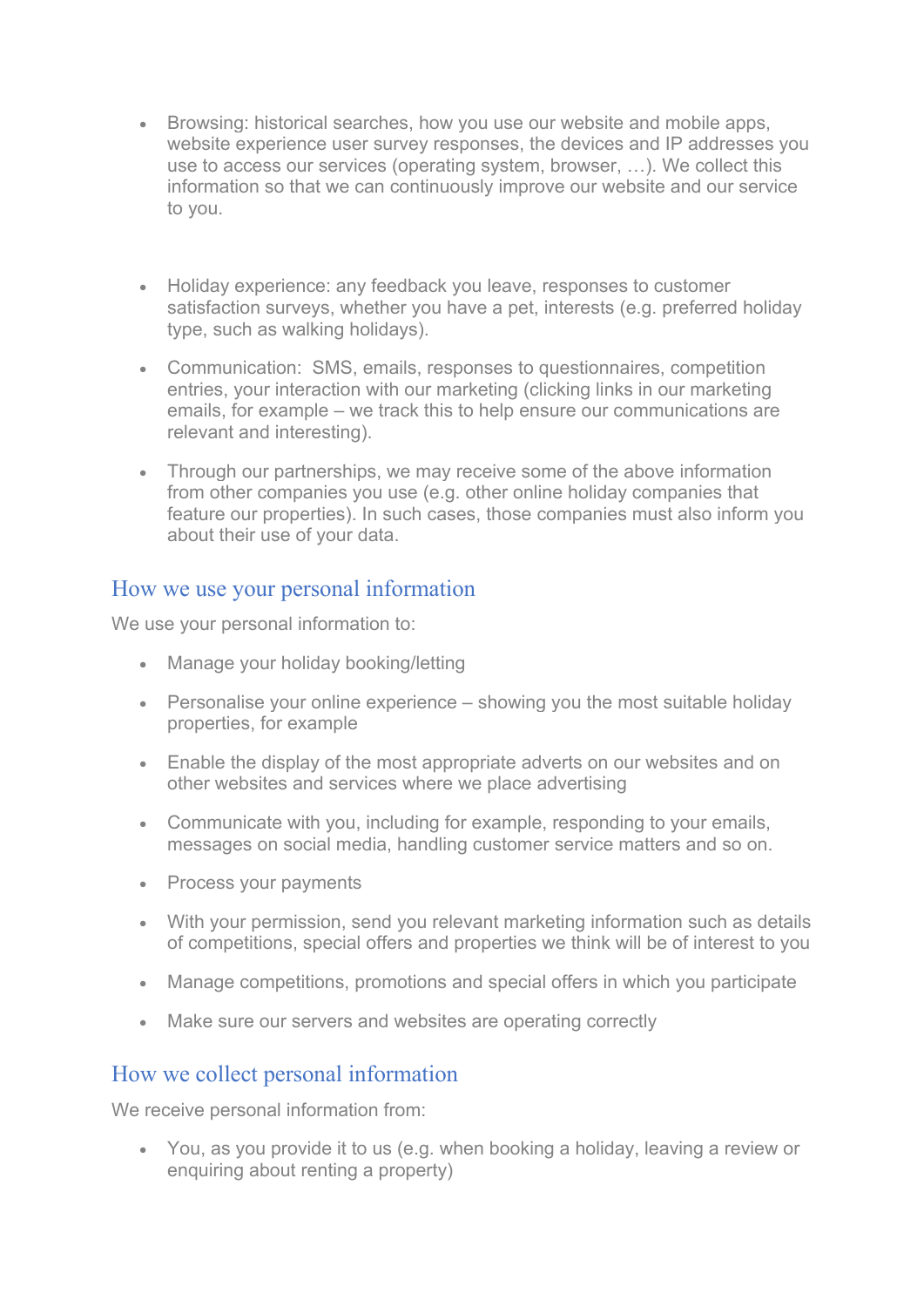- Browsing: historical searches, how you use our website and mobile apps, website experience user survey responses, the devices and IP addresses you use to access our services (operating system, browser, …). We collect this information so that we can continuously improve our website and our service to you.

- Holiday experience: any feedback you leave, responses to customer satisfaction surveys, whether you have a pet, interests (e.g. preferred holiday type, such as walking holidays).

- Communication: SMS, emails, responses to questionnaires, competition entries, your interaction with our marketing (clicking links in our marketing emails, for example – we track this to help ensure our communications are relevant and interesting).

- Through our partnerships, we may receive some of the above information from other companies you use (e.g. other online holiday companies that feature our properties). In such cases, those companies must also inform you about their use of your data.

## How we use your personal information

We use your personal information to:

- Manage your holiday booking/letting
- Personalise your online experience – showing you the most suitable holiday properties, for example
- Enable the display of the most appropriate adverts on our websites and on other websites and services where we place advertising
- Communicate with you, including for example, responding to your emails, messages on social media, handling customer service matters and so on.
- Process your payments
- With your permission, send you relevant marketing information such as details of competitions, special offers and properties we think will be of interest to you
- Manage competitions, promotions and special offers in which you participate
- Make sure our servers and websites are operating correctly

## How we collect personal information

We receive personal information from:

- You, as you provide it to us (e.g. when booking a holiday, leaving a review or enquiring about renting a property)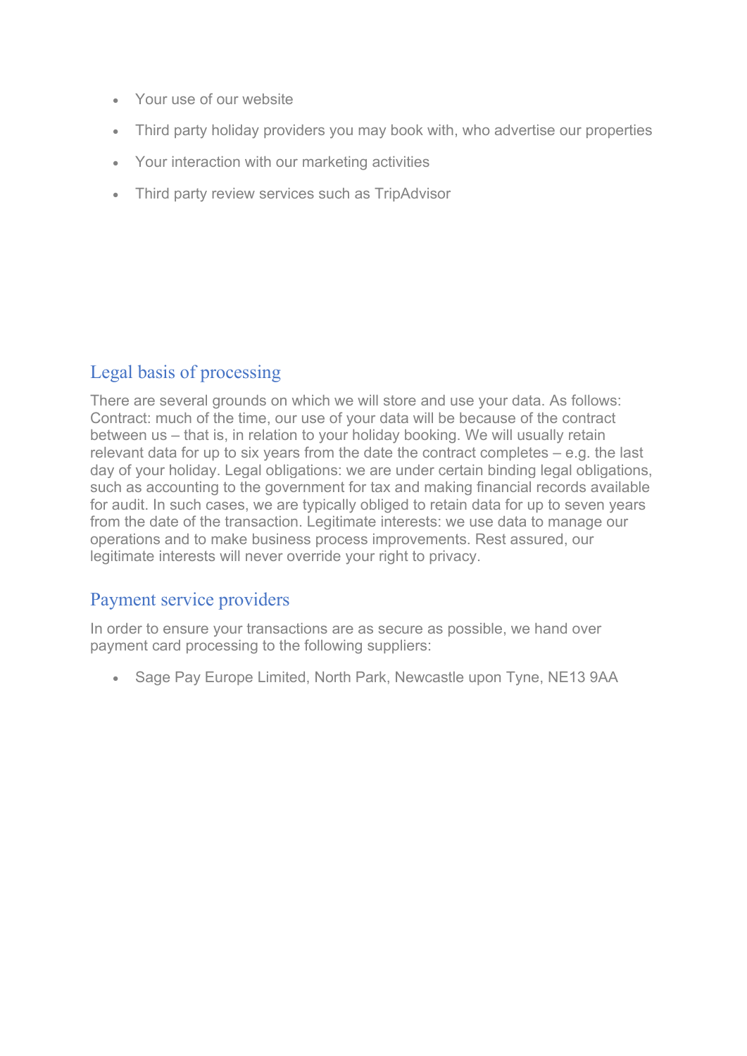- Your use of our website
- Third party holiday providers you may book with, who advertise our properties
- Your interaction with our marketing activities
- Third party review services such as TripAdvisor

## Legal basis of processing

There are several grounds on which we will store and use your data. As follows: Contract: much of the time, our use of your data will be because of the contract between us – that is, in relation to your holiday booking. We will usually retain relevant data for up to six years from the date the contract completes – e.g. the last day of your holiday. Legal obligations: we are under certain binding legal obligations, such as accounting to the government for tax and making financial records available for audit. In such cases, we are typically obliged to retain data for up to seven years from the date of the transaction. Legitimate interests: we use data to manage our operations and to make business process improvements. Rest assured, our legitimate interests will never override your right to privacy.

## Payment service providers

In order to ensure your transactions are as secure as possible, we hand over payment card processing to the following suppliers:

- Sage Pay Europe Limited, North Park, Newcastle upon Tyne, NE13 9AA